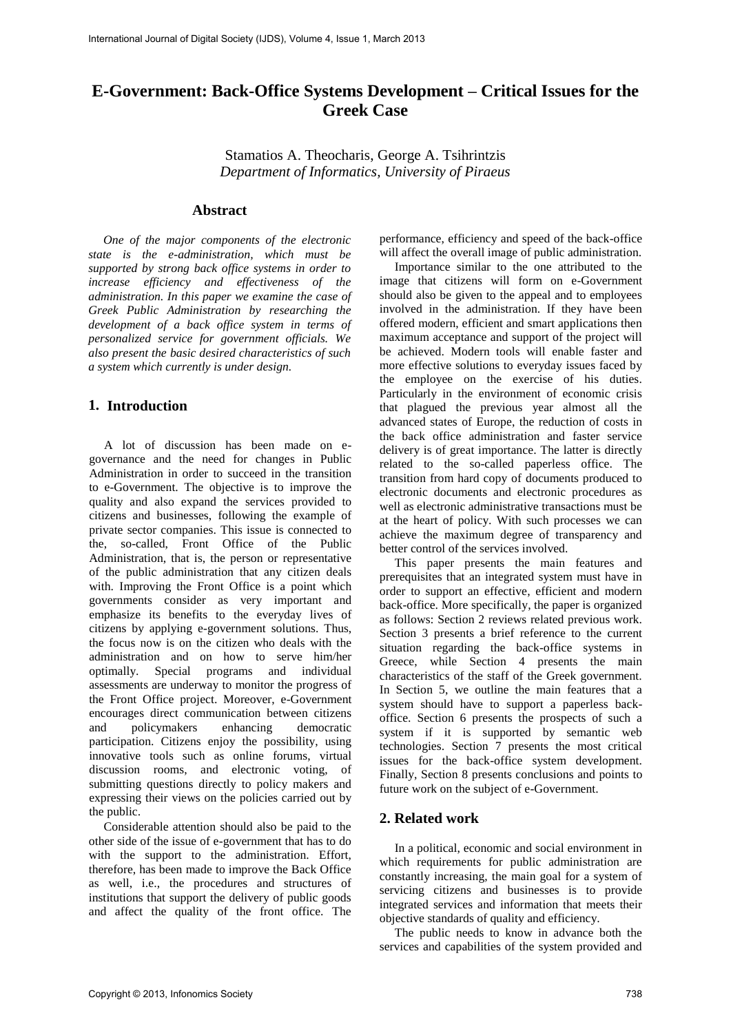# E-Government: Back-Office Systems Development – Critical Issues for the Greek Case

Stamatios A. Theocharis, George A. Tsihrintzis
*Department of Informatics, University of Piraeus*

## Abstract

*One of the major components of the electronic state is the e-administration, which must be supported by strong back office systems in order to increase efficiency and effectiveness of the administration. In this paper we examine the case of Greek Public Administration by researching the development of a back office system in terms of personalized service for government officials. We also present the basic desired characteristics of such a system which currently is under design.*

## 1. Introduction

A lot of discussion has been made on e-governance and the need for changes in Public Administration in order to succeed in the transition to e-Government. The objective is to improve the quality and also expand the services provided to citizens and businesses, following the example of private sector companies. This issue is connected to the, so-called, Front Office of the Public Administration, that is, the person or representative of the public administration that any citizen deals with. Improving the Front Office is a point which governments consider as very important and emphasize its benefits to the everyday lives of citizens by applying e-government solutions. Thus, the focus now is on the citizen who deals with the administration and on how to serve him/her optimally. Special programs and individual assessments are underway to monitor the progress of the Front Office project. Moreover, e-Government encourages direct communication between citizens and policymakers enhancing democratic participation. Citizens enjoy the possibility, using innovative tools such as online forums, virtual discussion rooms, and electronic voting, of submitting questions directly to policy makers and expressing their views on the policies carried out by the public.

Considerable attention should also be paid to the other side of the issue of e-government that has to do with the support to the administration. Effort, therefore, has been made to improve the Back Office as well, i.e., the procedures and structures of institutions that support the delivery of public goods and affect the quality of the front office. The performance, efficiency and speed of the back-office will affect the overall image of public administration.

Importance similar to the one attributed to the image that citizens will form on e-Government should also be given to the appeal and to employees involved in the administration. If they have been offered modern, efficient and smart applications then maximum acceptance and support of the project will be achieved. Modern tools will enable faster and more effective solutions to everyday issues faced by the employee on the exercise of his duties. Particularly in the environment of economic crisis that plagued the previous year almost all the advanced states of Europe, the reduction of costs in the back office administration and faster service delivery is of great importance. The latter is directly related to the so-called paperless office. The transition from hard copy of documents produced to electronic documents and electronic procedures as well as electronic administrative transactions must be at the heart of policy. With such processes we can achieve the maximum degree of transparency and better control of the services involved.

This paper presents the main features and prerequisites that an integrated system must have in order to support an effective, efficient and modern back-office. More specifically, the paper is organized as follows: Section 2 reviews related previous work. Section 3 presents a brief reference to the current situation regarding the back-office systems in Greece, while Section 4 presents the main characteristics of the staff of the Greek government. In Section 5, we outline the main features that a system should have to support a paperless back-office. Section 6 presents the prospects of such a system if it is supported by semantic web technologies. Section 7 presents the most critical issues for the back-office system development. Finally, Section 8 presents conclusions and points to future work on the subject of e-Government.

## 2. Related work

In a political, economic and social environment in which requirements for public administration are constantly increasing, the main goal for a system of servicing citizens and businesses is to provide integrated services and information that meets their objective standards of quality and efficiency.

The public needs to know in advance both the services and capabilities of the system provided and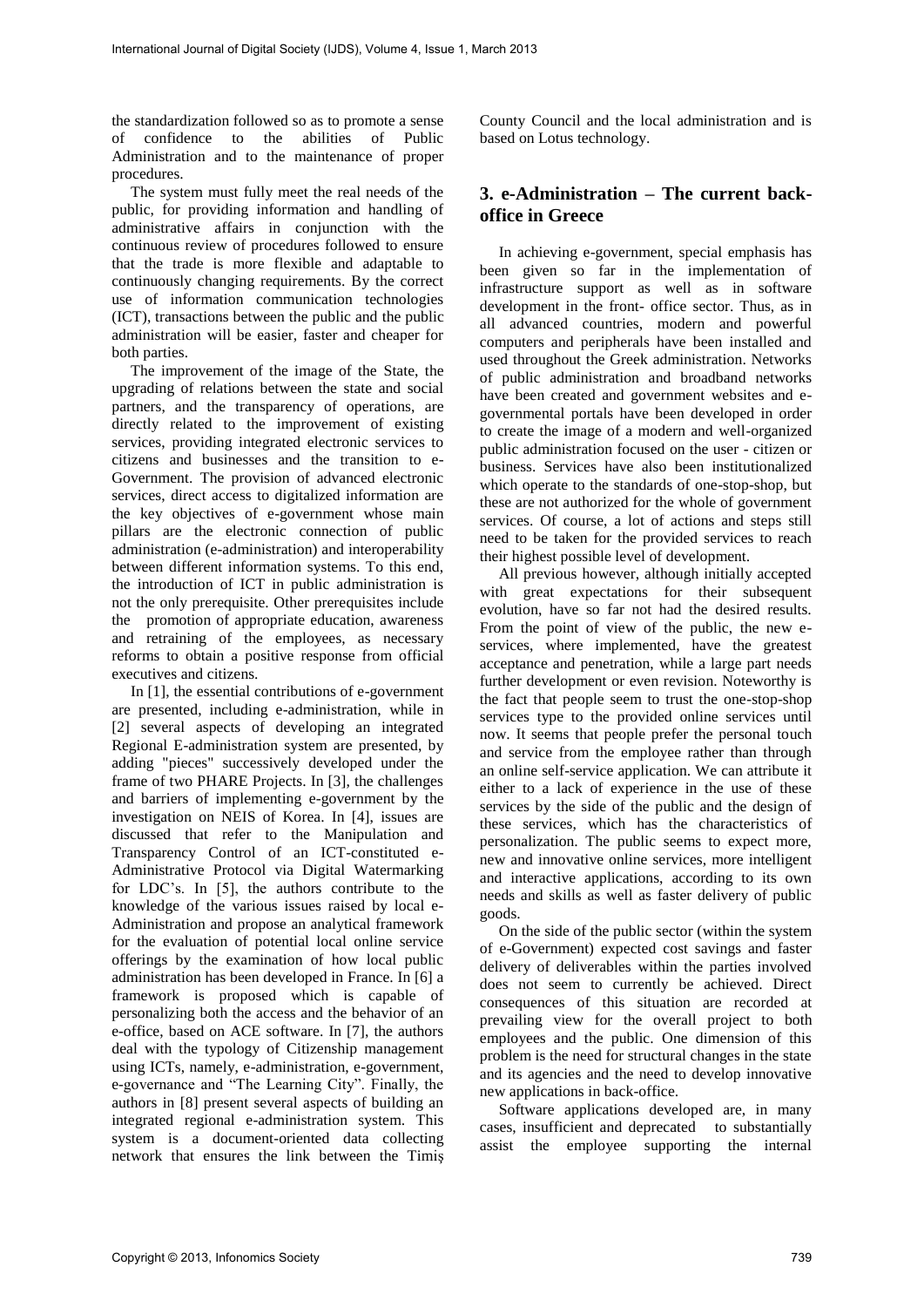the standardization followed so as to promote a sense of confidence to the abilities of Public Administration and to the maintenance of proper procedures.

The system must fully meet the real needs of the public, for providing information and handling of administrative affairs in conjunction with the continuous review of procedures followed to ensure that the trade is more flexible and adaptable to continuously changing requirements. By the correct use of information communication technologies (ICT), transactions between the public and the public administration will be easier, faster and cheaper for both parties.

The improvement of the image of the State, the upgrading of relations between the state and social partners, and the transparency of operations, are directly related to the improvement of existing services, providing integrated electronic services to citizens and businesses and the transition to e-Government. The provision of advanced electronic services, direct access to digitalized information are the key objectives of e-government whose main pillars are the electronic connection of public administration (e-administration) and interoperability between different information systems. To this end, the introduction of ICT in public administration is not the only prerequisite. Other prerequisites include the promotion of appropriate education, awareness and retraining of the employees, as necessary reforms to obtain a positive response from official executives and citizens.

In [1], the essential contributions of e-government are presented, including e-administration, while in [2] several aspects of developing an integrated Regional E-administration system are presented, by adding "pieces" successively developed under the frame of two PHARE Projects. In [3], the challenges and barriers of implementing e-government by the investigation on NEIS of Korea. In [4], issues are discussed that refer to the Manipulation and Transparency Control of an ICT-constituted e-Administrative Protocol via Digital Watermarking for LDC's. In [5], the authors contribute to the knowledge of the various issues raised by local e-Administration and propose an analytical framework for the evaluation of potential local online service offerings by the examination of how local public administration has been developed in France. In [6] a framework is proposed which is capable of personalizing both the access and the behavior of an e-office, based on ACE software. In [7], the authors deal with the typology of Citizenship management using ICTs, namely, e-administration, e-government, e-governance and "The Learning City". Finally, the authors in [8] present several aspects of building an integrated regional e-administration system. This system is a document-oriented data collecting network that ensures the link between the Timiş County Council and the local administration and is based on Lotus technology.

## 3. e-Administration – The current back-office in Greece

In achieving e-government, special emphasis has been given so far in the implementation of infrastructure support as well as in software development in the front- office sector. Thus, as in all advanced countries, modern and powerful computers and peripherals have been installed and used throughout the Greek administration. Networks of public administration and broadband networks have been created and government websites and e-governmental portals have been developed in order to create the image of a modern and well-organized public administration focused on the user - citizen or business. Services have also been institutionalized which operate to the standards of one-stop-shop, but these are not authorized for the whole of government services. Of course, a lot of actions and steps still need to be taken for the provided services to reach their highest possible level of development.

All previous however, although initially accepted with great expectations for their subsequent evolution, have so far not had the desired results. From the point of view of the public, the new e-services, where implemented, have the greatest acceptance and penetration, while a large part needs further development or even revision. Noteworthy is the fact that people seem to trust the one-stop-shop services type to the provided online services until now. It seems that people prefer the personal touch and service from the employee rather than through an online self-service application. We can attribute it either to a lack of experience in the use of these services by the side of the public and the design of these services, which has the characteristics of personalization. The public seems to expect more, new and innovative online services, more intelligent and interactive applications, according to its own needs and skills as well as faster delivery of public goods.

On the side of the public sector (within the system of e-Government) expected cost savings and faster delivery of deliverables within the parties involved does not seem to currently be achieved. Direct consequences of this situation are recorded at prevailing view for the overall project to both employees and the public. One dimension of this problem is the need for structural changes in the state and its agencies and the need to develop innovative new applications in back-office.

Software applications developed are, in many cases, insufficient and deprecated to substantially assist the employee supporting the internal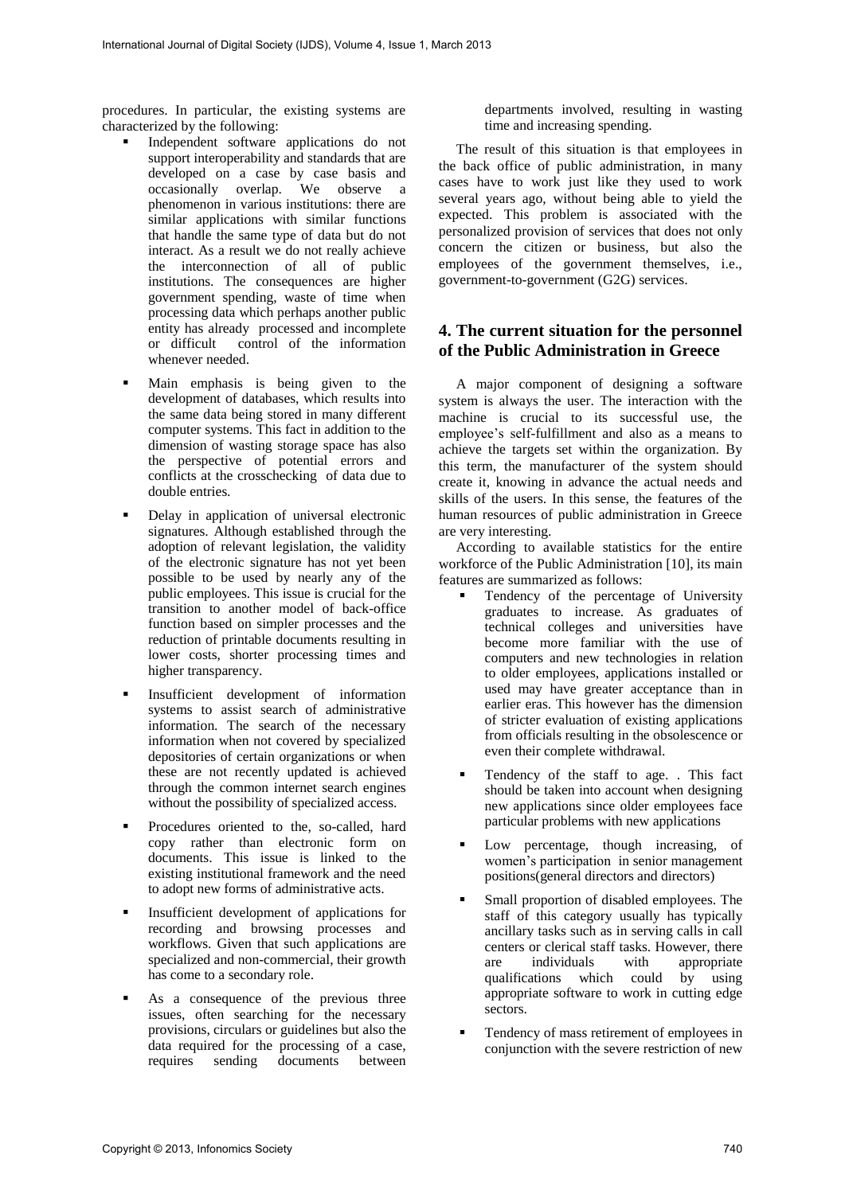procedures. In particular, the existing systems are characterized by the following:

- Independent software applications do not support interoperability and standards that are developed on a case by case basis and occasionally overlap. We observe a phenomenon in various institutions: there are similar applications with similar functions that handle the same type of data but do not interact. As a result we do not really achieve the interconnection of all of public institutions. The consequences are higher government spending, waste of time when processing data which perhaps another public entity has already processed and incomplete or difficult control of the information whenever needed.
- Main emphasis is being given to the development of databases, which results into the same data being stored in many different computer systems. This fact in addition to the dimension of wasting storage space has also the perspective of potential errors and conflicts at the crosschecking of data due to double entries.
- Delay in application of universal electronic signatures. Although established through the adoption of relevant legislation, the validity of the electronic signature has not yet been possible to be used by nearly any of the public employees. This issue is crucial for the transition to another model of back-office function based on simpler processes and the reduction of printable documents resulting in lower costs, shorter processing times and higher transparency.
- Insufficient development of information systems to assist search of administrative information. The search of the necessary information when not covered by specialized depositories of certain organizations or when these are not recently updated is achieved through the common internet search engines without the possibility of specialized access.
- Procedures oriented to the, so-called, hard copy rather than electronic form on documents. This issue is linked to the existing institutional framework and the need to adopt new forms of administrative acts.
- Insufficient development of applications for recording and browsing processes and workflows. Given that such applications are specialized and non-commercial, their growth has come to a secondary role.
- As a consequence of the previous three issues, often searching for the necessary provisions, circulars or guidelines but also the data required for the processing of a case, requires sending documents between departments involved, resulting in wasting time and increasing spending.

The result of this situation is that employees in the back office of public administration, in many cases have to work just like they used to work several years ago, without being able to yield the expected. This problem is associated with the personalized provision of services that does not only concern the citizen or business, but also the employees of the government themselves, i.e., government-to-government (G2G) services.

## 4. The current situation for the personnel of the Public Administration in Greece

A major component of designing a software system is always the user. The interaction with the machine is crucial to its successful use, the employee's self-fulfillment and also as a means to achieve the targets set within the organization. By this term, the manufacturer of the system should create it, knowing in advance the actual needs and skills of the users. In this sense, the features of the human resources of public administration in Greece are very interesting.

According to available statistics for the entire workforce of the Public Administration [10], its main features are summarized as follows:

- Tendency of the percentage of University graduates to increase. As graduates of technical colleges and universities have become more familiar with the use of computers and new technologies in relation to older employees, applications installed or used may have greater acceptance than in earlier eras. This however has the dimension of stricter evaluation of existing applications from officials resulting in the obsolescence or even their complete withdrawal.
- Tendency of the staff to age. . This fact should be taken into account when designing new applications since older employees face particular problems with new applications
- Low percentage, though increasing, of women's participation in senior management positions(general directors and directors)
- Small proportion of disabled employees. The staff of this category usually has typically ancillary tasks such as in serving calls in call centers or clerical staff tasks. However, there are individuals with appropriate qualifications which could by using appropriate software to work in cutting edge sectors.
- Tendency of mass retirement of employees in conjunction with the severe restriction of new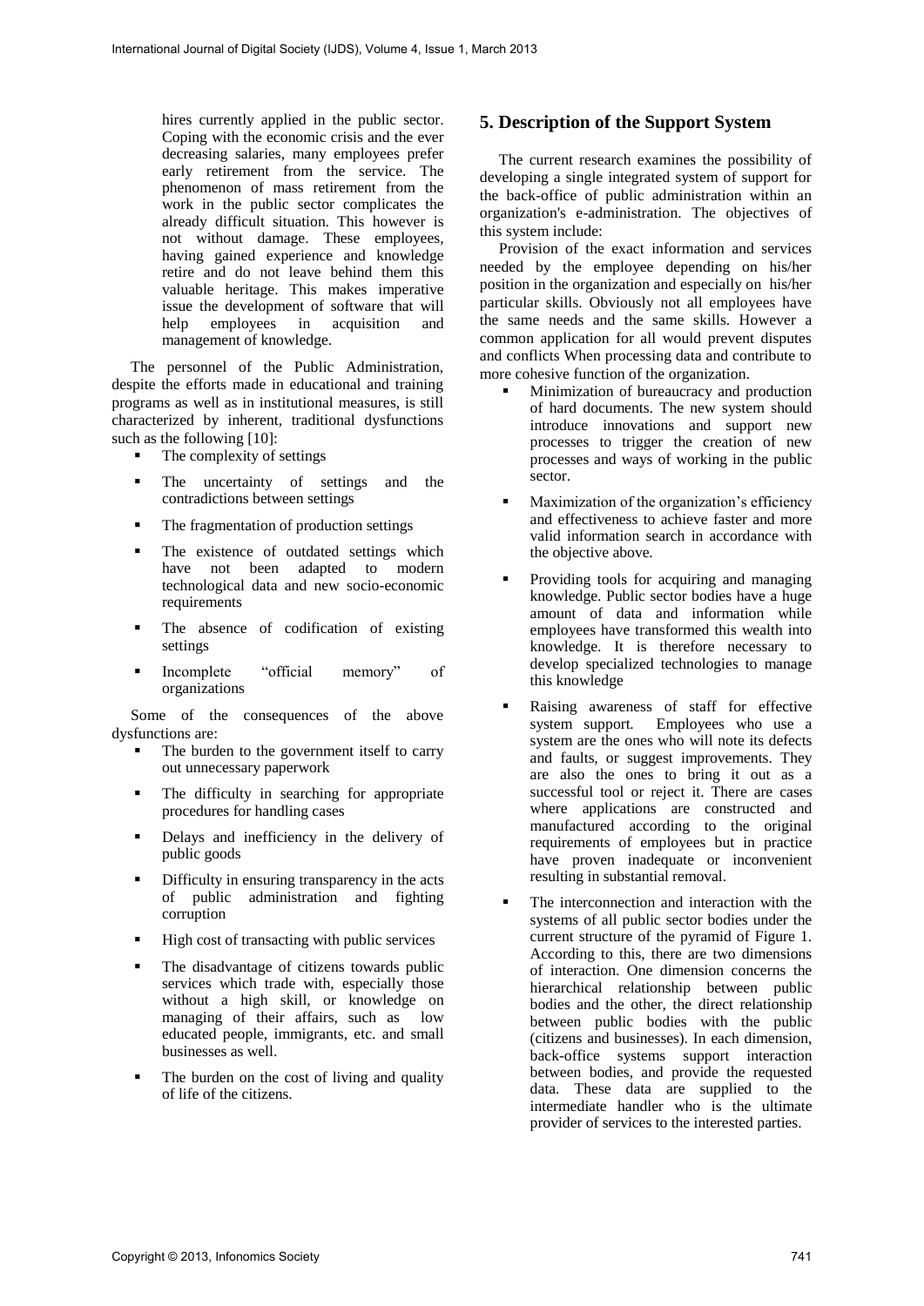hires currently applied in the public sector. Coping with the economic crisis and the ever decreasing salaries, many employees prefer early retirement from the service. The phenomenon of mass retirement from the work in the public sector complicates the already difficult situation. This however is not without damage. These employees, having gained experience and knowledge retire and do not leave behind them this valuable heritage. This makes imperative issue the development of software that will help employees in acquisition and management of knowledge.

The personnel of the Public Administration, despite the efforts made in educational and training programs as well as in institutional measures, is still characterized by inherent, traditional dysfunctions such as the following [10]:

- The complexity of settings
- The uncertainty of settings and the contradictions between settings
- The fragmentation of production settings
- The existence of outdated settings which have not been adapted to modern technological data and new socio-economic requirements
- The absence of codification of existing settings
- Incomplete "official memory" of organizations

Some of the consequences of the above dysfunctions are:

- The burden to the government itself to carry out unnecessary paperwork
- The difficulty in searching for appropriate procedures for handling cases
- Delays and inefficiency in the delivery of public goods
- Difficulty in ensuring transparency in the acts of public administration and fighting corruption
- High cost of transacting with public services
- The disadvantage of citizens towards public services which trade with, especially those without a high skill, or knowledge on managing of their affairs, such as low educated people, immigrants, etc. and small businesses as well.
- The burden on the cost of living and quality of life of the citizens.

## 5. Description of the Support System

The current research examines the possibility of developing a single integrated system of support for the back-office of public administration within an organization's e-administration. The objectives of this system include:

Provision of the exact information and services needed by the employee depending on his/her position in the organization and especially on his/her particular skills. Obviously not all employees have the same needs and the same skills. However a common application for all would prevent disputes and conflicts When processing data and contribute to more cohesive function of the organization.

- Minimization of bureaucracy and production of hard documents. The new system should introduce innovations and support new processes to trigger the creation of new processes and ways of working in the public sector.
- Maximization of the organization's efficiency and effectiveness to achieve faster and more valid information search in accordance with the objective above.
- Providing tools for acquiring and managing knowledge. Public sector bodies have a huge amount of data and information while employees have transformed this wealth into knowledge. It is therefore necessary to develop specialized technologies to manage this knowledge
- Raising awareness of staff for effective system support. Employees who use a system are the ones who will note its defects and faults, or suggest improvements. They are also the ones to bring it out as a successful tool or reject it. There are cases where applications are constructed and manufactured according to the original requirements of employees but in practice have proven inadequate or inconvenient resulting in substantial removal.
- The interconnection and interaction with the systems of all public sector bodies under the current structure of the pyramid of Figure 1. According to this, there are two dimensions of interaction. One dimension concerns the hierarchical relationship between public bodies and the other, the direct relationship between public bodies with the public (citizens and businesses). In each dimension, back-office systems support interaction between bodies, and provide the requested data. These data are supplied to the intermediate handler who is the ultimate provider of services to the interested parties.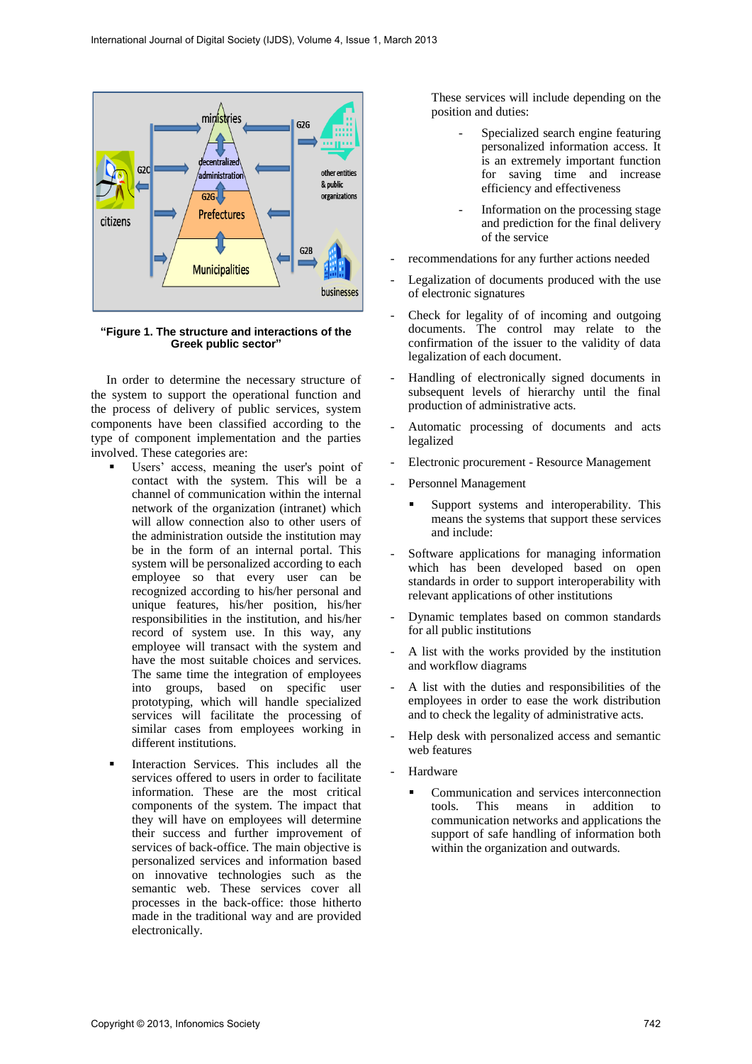**"Figure 1. The structure and interactions of the Greek public sector"**

In order to determine the necessary structure of the system to support the operational function and the process of delivery of public services, system components have been classified according to the type of component implementation and the parties involved. These categories are:

- Users' access, meaning the user's point of contact with the system. This will be a channel of communication within the internal network of the organization (intranet) which will allow connection also to other users of the administration outside the institution may be in the form of an internal portal. This system will be personalized according to each employee so that every user can be recognized according to his/her personal and unique features, his/her position, his/her responsibilities in the institution, and his/her record of system use. In this way, any employee will transact with the system and have the most suitable choices and services. The same time the integration of employees into groups, based on specific user prototyping, which will handle specialized services will facilitate the processing of similar cases from employees working in different institutions.

- Interaction Services. This includes all the services offered to users in order to facilitate information. These are the most critical components of the system. The impact that they will have on employees will determine their success and further improvement of services of back-office. The main objective is personalized services and information based on innovative technologies such as the semantic web. These services cover all processes in the back-office: those hitherto made in the traditional way and are provided electronically.

  These services will include depending on the position and duties:

  - Specialized search engine featuring personalized information access. It is an extremely important function for saving time and increase efficiency and effectiveness
  - Information on the processing stage and prediction for the final delivery of the service

- recommendations for any further actions needed
- Legalization of documents produced with the use of electronic signatures
- Check for legality of of incoming and outgoing documents. The control may relate to the confirmation of the issuer to the validity of data legalization of each document.
- Handling of electronically signed documents in subsequent levels of hierarchy until the final production of administrative acts.
- Automatic processing of documents and acts legalized
- Electronic procurement - Resource Management
- Personnel Management

  - Support systems and interoperability. This means the systems that support these services and include:

- Software applications for managing information which has been developed based on open standards in order to support interoperability with relevant applications of other institutions
- Dynamic templates based on common standards for all public institutions
- A list with the works provided by the institution and workflow diagrams
- A list with the duties and responsibilities of the employees in order to ease the work distribution and to check the legality of administrative acts.
- Help desk with personalized access and semantic web features
- Hardware

  - Communication and services interconnection tools. This means in addition to communication networks and applications the support of safe handling of information both within the organization and outwards.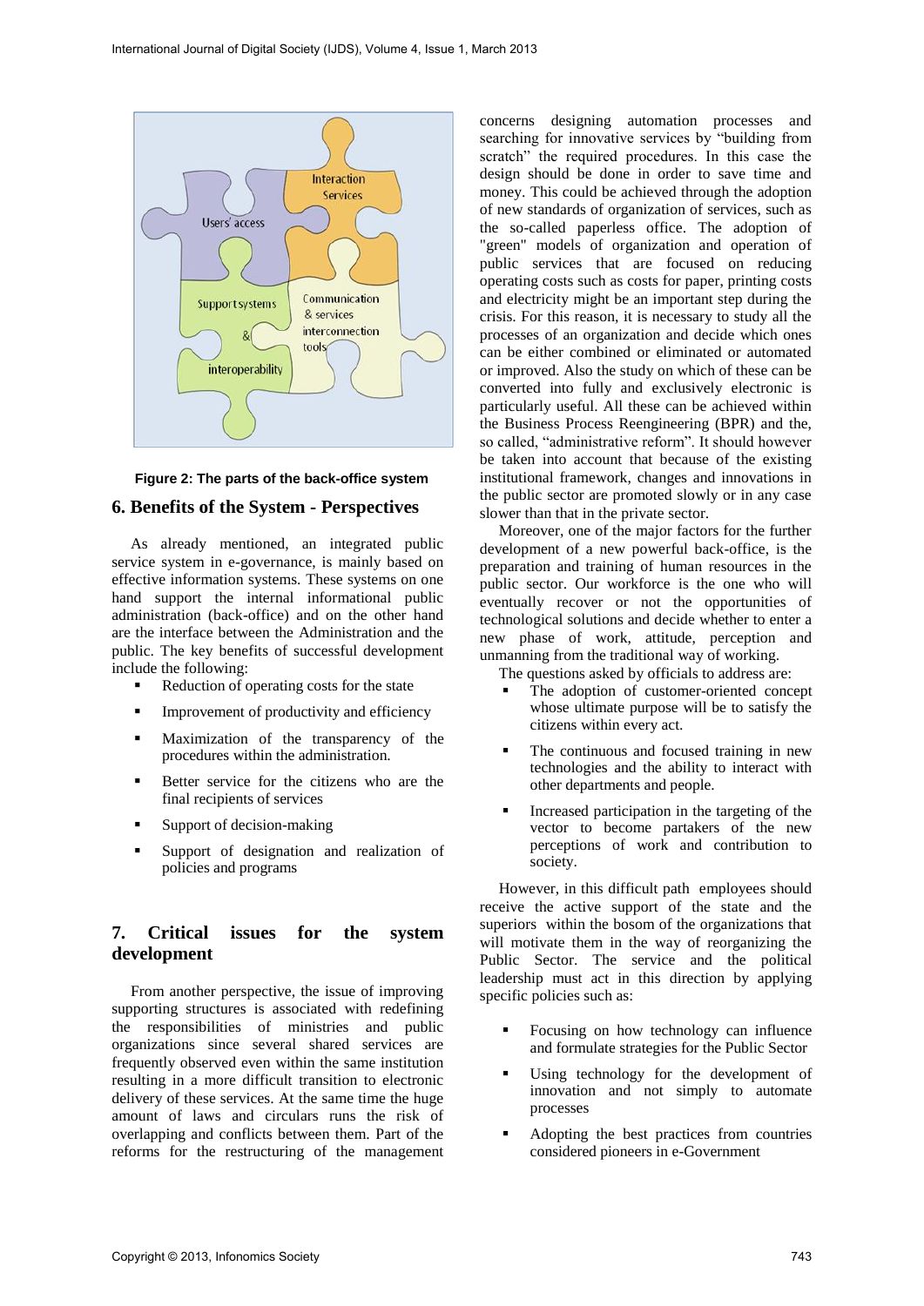Figure 2: The parts of the back-office system

## 6. Benefits of the System - Perspectives

As already mentioned, an integrated public service system in e-governance, is mainly based on effective information systems. These systems on one hand support the internal informational public administration (back-office) and on the other hand are the interface between the Administration and the public. The key benefits of successful development include the following:

- Reduction of operating costs for the state
- Improvement of productivity and efficiency
- Maximization of the transparency of the procedures within the administration.
- Better service for the citizens who are the final recipients of services
- Support of decision-making
- Support of designation and realization of policies and programs

## 7. Critical issues for the system development

From another perspective, the issue of improving supporting structures is associated with redefining the responsibilities of ministries and public organizations since several shared services are frequently observed even within the same institution resulting in a more difficult transition to electronic delivery of these services. At the same time the huge amount of laws and circulars runs the risk of overlapping and conflicts between them. Part of the reforms for the restructuring of the management concerns designing automation processes and searching for innovative services by "building from scratch" the required procedures. In this case the design should be done in order to save time and money. This could be achieved through the adoption of new standards of organization of services, such as the so-called paperless office. The adoption of "green" models of organization and operation of public services that are focused on reducing operating costs such as costs for paper, printing costs and electricity might be an important step during the crisis. For this reason, it is necessary to study all the processes of an organization and decide which ones can be either combined or eliminated or automated or improved. Also the study on which of these can be converted into fully and exclusively electronic is particularly useful. All these can be achieved within the Business Process Reengineering (BPR) and the, so called, "administrative reform". It should however be taken into account that because of the existing institutional framework, changes and innovations in the public sector are promoted slowly or in any case slower than that in the private sector.

Moreover, one of the major factors for the further development of a new powerful back-office, is the preparation and training of human resources in the public sector. Our workforce is the one who will eventually recover or not the opportunities of technological solutions and decide whether to enter a new phase of work, attitude, perception and unmanning from the traditional way of working.

The questions asked by officials to address are:

- The adoption of customer-oriented concept whose ultimate purpose will be to satisfy the citizens within every act.
- The continuous and focused training in new technologies and the ability to interact with other departments and people.
- Increased participation in the targeting of the vector to become partakers of the new perceptions of work and contribution to society.

However, in this difficult path employees should receive the active support of the state and the superiors within the bosom of the organizations that will motivate them in the way of reorganizing the Public Sector. The service and the political leadership must act in this direction by applying specific policies such as:

- Focusing on how technology can influence and formulate strategies for the Public Sector
- Using technology for the development of innovation and not simply to automate processes
- Adopting the best practices from countries considered pioneers in e-Government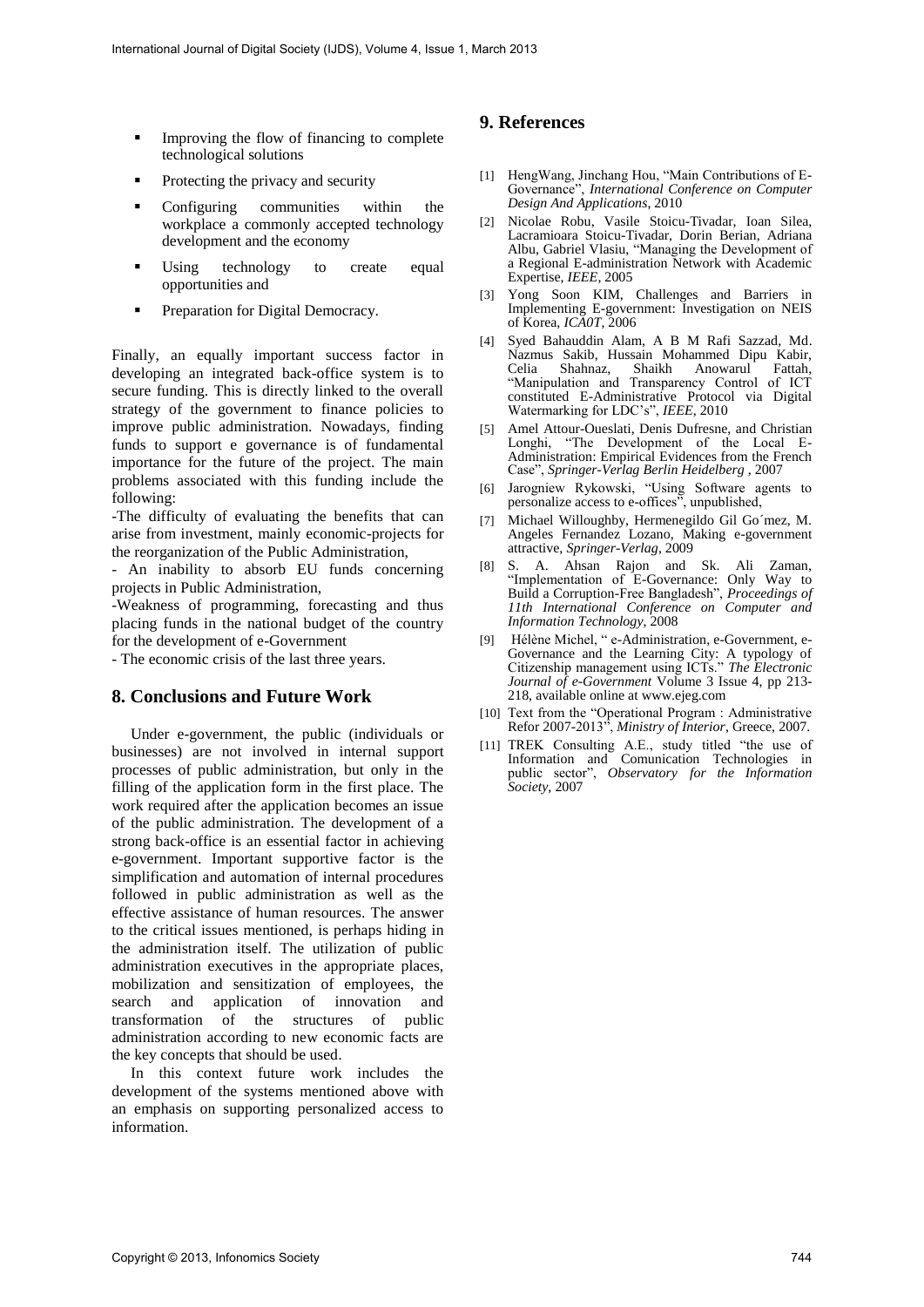- Improving the flow of financing to complete technological solutions
- Protecting the privacy and security
- Configuring communities within the workplace a commonly accepted technology development and the economy
- Using technology to create equal opportunities and
- Preparation for Digital Democracy.

Finally, an equally important success factor in developing an integrated back-office system is to secure funding. This is directly linked to the overall strategy of the government to finance policies to improve public administration. Nowadays, finding funds to support e governance is of fundamental importance for the future of the project. The main problems associated with this funding include the following:

-The difficulty of evaluating the benefits that can arise from investment, mainly economic-projects for the reorganization of the Public Administration,

- An inability to absorb EU funds concerning projects in Public Administration,

-Weakness of programming, forecasting and thus placing funds in the national budget of the country for the development of e-Government

- The economic crisis of the last three years.

## 8. Conclusions and Future Work

Under e-government, the public (individuals or businesses) are not involved in internal support processes of public administration, but only in the filling of the application form in the first place. The work required after the application becomes an issue of the public administration. The development of a strong back-office is an essential factor in achieving e-government. Important supportive factor is the simplification and automation of internal procedures followed in public administration as well as the effective assistance of human resources. The answer to the critical issues mentioned, is perhaps hiding in the administration itself. The utilization of public administration executives in the appropriate places, mobilization and sensitization of employees, the search and application of innovation and transformation of the structures of public administration according to new economic facts are the key concepts that should be used.

In this context future work includes the development of the systems mentioned above with an emphasis on supporting personalized access to information.

## 9. References

[1] HengWang, Jinchang Hou, "Main Contributions of E-Governance", *International Conference on Computer Design And Applications*, 2010

[2] Nicolae Robu, Vasile Stoicu-Tivadar, Ioan Silea, Lacramioara Stoicu-Tivadar, Dorin Berian, Adriana Albu, Gabriel Vlasiu, "Managing the Development of a Regional E-administration Network with Academic Expertise, *IEEE*, 2005

[3] Yong Soon KIM, Challenges and Barriers in Implementing E-government: Investigation on NEIS of Korea, *ICA0T*, 2006

[4] Syed Bahauddin Alam, A B M Rafi Sazzad, Md. Nazmus Sakib, Hussain Mohammed Dipu Kabir, Celia Shahnaz, Shaikh Anowarul Fattah, "Manipulation and Transparency Control of ICT constituted E-Administrative Protocol via Digital Watermarking for LDC's", *IEEE*, 2010

[5] Amel Attour-Oueslati, Denis Dufresne, and Christian Longhi, "The Development of the Local E-Administration: Empirical Evidences from the French Case", *Springer-Verlag Berlin Heidelberg* , 2007

[6] Jarogniew Rykowski, "Using Software agents to personalize access to e-offices", unpublished,

[7] Michael Willoughby, Hermenegildo Gil Go´mez, M. Angeles Fernandez Lozano, Making e-government attractive, *Springer-Verlag*, 2009

[8] S. A. Ahsan Rajon and Sk. Ali Zaman, "Implementation of E-Governance: Only Way to Build a Corruption-Free Bangladesh", *Proceedings of 11th International Conference on Computer and Information Technology*, 2008

[9] Hélène Michel, " e-Administration, e-Government, e-Governance and the Learning City: A typology of Citizenship management using ICTs." *The Electronic Journal of e-Government* Volume 3 Issue 4, pp 213-218, available online at www.ejeg.com

[10] Text from the "Operational Program : Administrative Refor 2007-2013", *Ministry of Interior*, Greece, 2007.

[11] TREK Consulting A.E., study titled "the use of Information and Comunication Technologies in public sector", *Observatory for the Information Society*, 2007